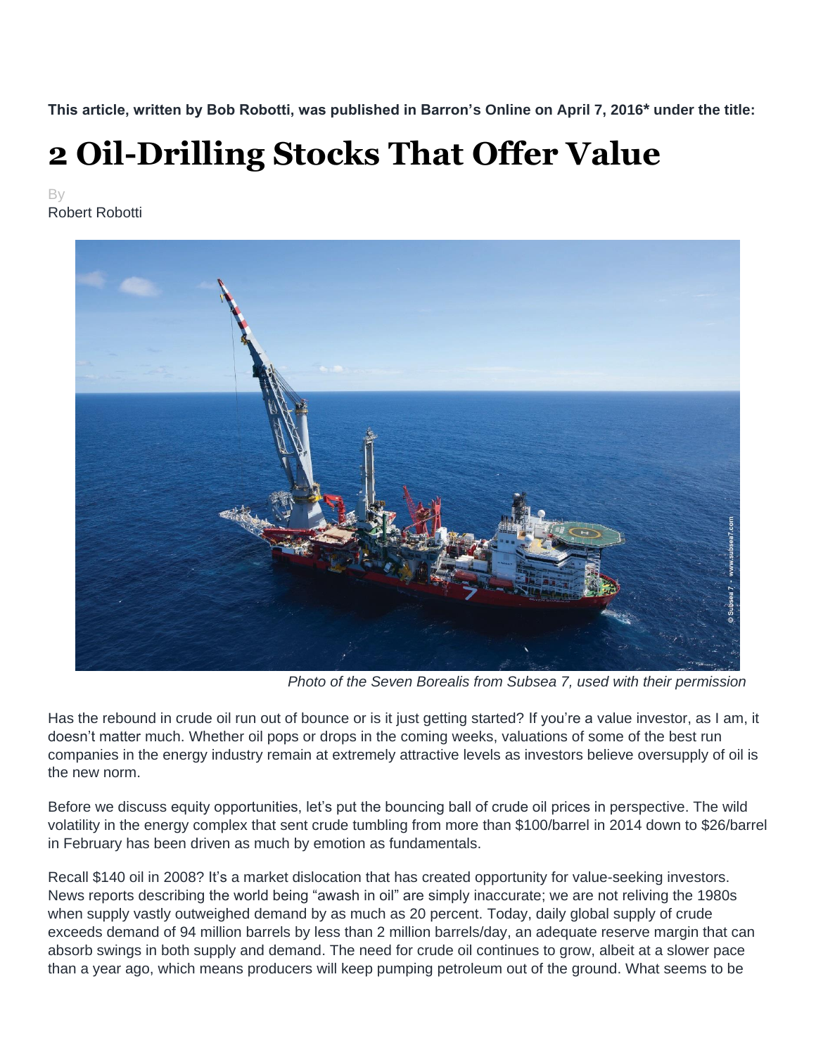**This article, written by Bob Robotti, was published in Barron's Online on April 7, 2016* under the title:**

# 2 Oil-Drilling Stocks That Offer Value

By
Robert Robotti

*Photo of the Seven Borealis from Subsea 7, used with their permission*

Has the rebound in crude oil run out of bounce or is it just getting started? If you're a value investor, as I am, it doesn't matter much. Whether oil pops or drops in the coming weeks, valuations of some of the best run companies in the energy industry remain at extremely attractive levels as investors believe oversupply of oil is the new norm.

Before we discuss equity opportunities, let's put the bouncing ball of crude oil prices in perspective. The wild volatility in the energy complex that sent crude tumbling from more than $100/barrel in 2014 down to $26/barrel in February has been driven as much by emotion as fundamentals.

Recall $140 oil in 2008? It's a market dislocation that has created opportunity for value-seeking investors. News reports describing the world being "awash in oil" are simply inaccurate; we are not reliving the 1980s when supply vastly outweighed demand by as much as 20 percent. Today, daily global supply of crude exceeds demand of 94 million barrels by less than 2 million barrels/day, an adequate reserve margin that can absorb swings in both supply and demand. The need for crude oil continues to grow, albeit at a slower pace than a year ago, which means producers will keep pumping petroleum out of the ground. What seems to be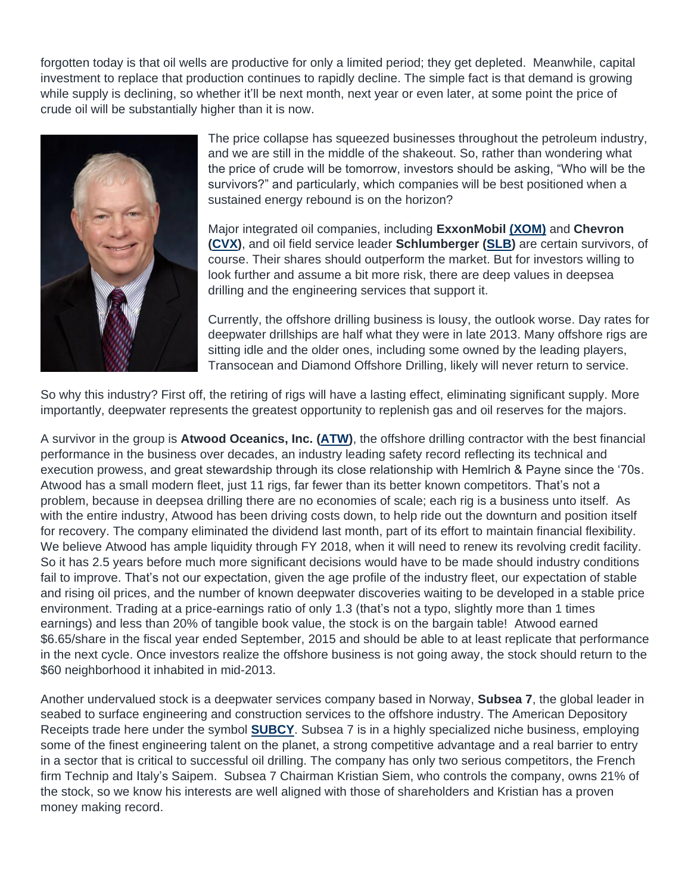forgotten today is that oil wells are productive for only a limited period; they get depleted. Meanwhile, capital investment to replace that production continues to rapidly decline. The simple fact is that demand is growing while supply is declining, so whether it'll be next month, next year or even later, at some point the price of crude oil will be substantially higher than it is now.

The price collapse has squeezed businesses throughout the petroleum industry, and we are still in the middle of the shakeout. So, rather than wondering what the price of crude will be tomorrow, investors should be asking, "Who will be the survivors?" and particularly, which companies will be best positioned when a sustained energy rebound is on the horizon?

Major integrated oil companies, including **ExxonMobil (XOM)** and **Chevron (CVX)**, and oil field service leader **Schlumberger (SLB)** are certain survivors, of course. Their shares should outperform the market. But for investors willing to look further and assume a bit more risk, there are deep values in deepsea drilling and the engineering services that support it.

Currently, the offshore drilling business is lousy, the outlook worse. Day rates for deepwater drillships are half what they were in late 2013. Many offshore rigs are sitting idle and the older ones, including some owned by the leading players, Transocean and Diamond Offshore Drilling, likely will never return to service.

So why this industry? First off, the retiring of rigs will have a lasting effect, eliminating significant supply. More importantly, deepwater represents the greatest opportunity to replenish gas and oil reserves for the majors.

A survivor in the group is **Atwood Oceanics, Inc. (ATW)**, the offshore drilling contractor with the best financial performance in the business over decades, an industry leading safety record reflecting its technical and execution prowess, and great stewardship through its close relationship with Hemlrich & Payne since the '70s. Atwood has a small modern fleet, just 11 rigs, far fewer than its better known competitors. That's not a problem, because in deepsea drilling there are no economies of scale; each rig is a business unto itself. As with the entire industry, Atwood has been driving costs down, to help ride out the downturn and position itself for recovery. The company eliminated the dividend last month, part of its effort to maintain financial flexibility. We believe Atwood has ample liquidity through FY 2018, when it will need to renew its revolving credit facility. So it has 2.5 years before much more significant decisions would have to be made should industry conditions fail to improve. That's not our expectation, given the age profile of the industry fleet, our expectation of stable and rising oil prices, and the number of known deepwater discoveries waiting to be developed in a stable price environment. Trading at a price-earnings ratio of only 1.3 (that's not a typo, slightly more than 1 times earnings) and less than 20% of tangible book value, the stock is on the bargain table! Atwood earned $6.65/share in the fiscal year ended September, 2015 and should be able to at least replicate that performance in the next cycle. Once investors realize the offshore business is not going away, the stock should return to the $60 neighborhood it inhabited in mid-2013.

Another undervalued stock is a deepwater services company based in Norway, **Subsea 7**, the global leader in seabed to surface engineering and construction services to the offshore industry. The American Depository Receipts trade here under the symbol **SUBCY**. Subsea 7 is in a highly specialized niche business, employing some of the finest engineering talent on the planet, a strong competitive advantage and a real barrier to entry in a sector that is critical to successful oil drilling. The company has only two serious competitors, the French firm Technip and Italy's Saipem. Subsea 7 Chairman Kristian Siem, who controls the company, owns 21% of the stock, so we know his interests are well aligned with those of shareholders and Kristian has a proven money making record.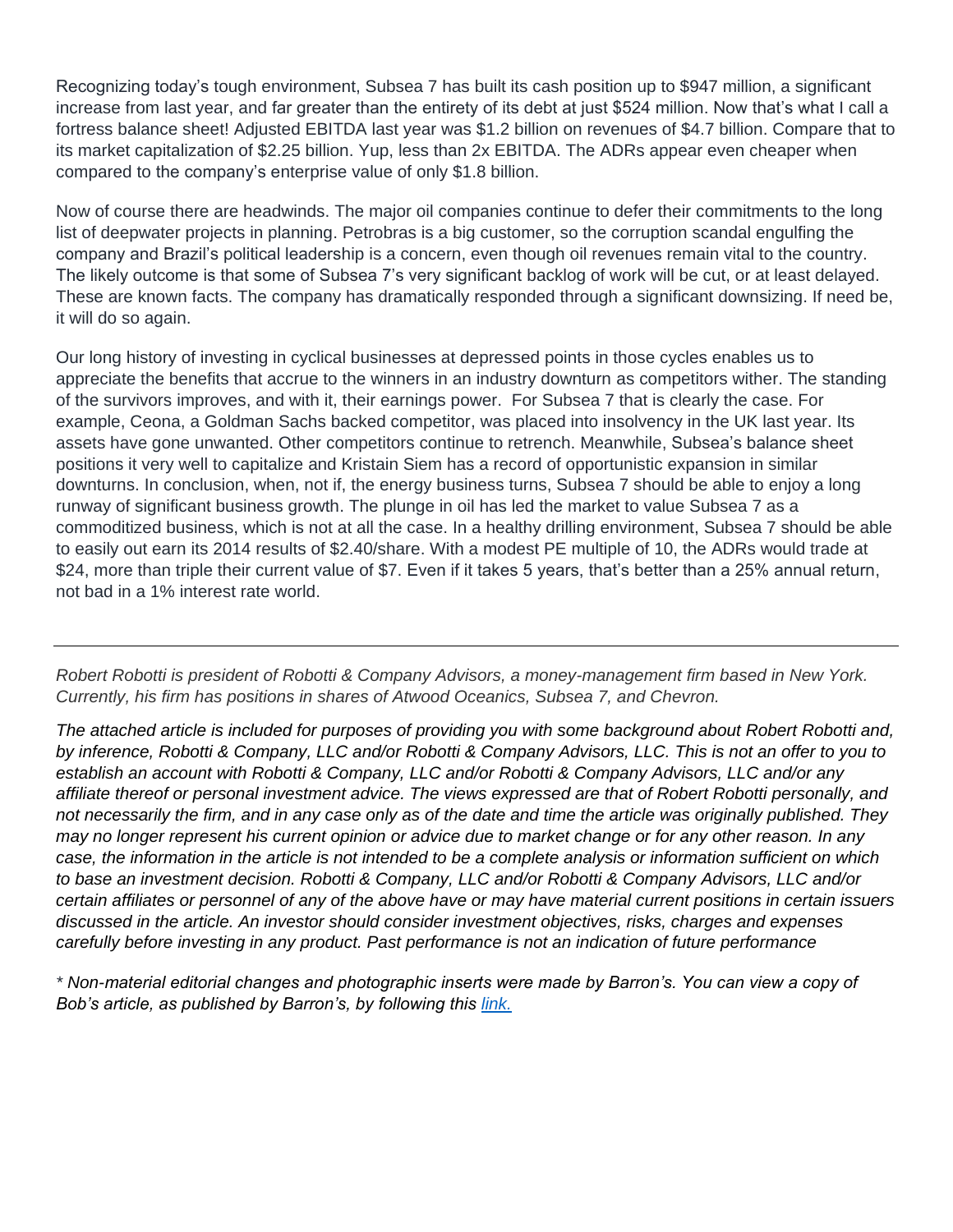Recognizing today's tough environment, Subsea 7 has built its cash position up to $947 million, a significant increase from last year, and far greater than the entirety of its debt at just $524 million. Now that's what I call a fortress balance sheet! Adjusted EBITDA last year was $1.2 billion on revenues of $4.7 billion. Compare that to its market capitalization of $2.25 billion. Yup, less than 2x EBITDA. The ADRs appear even cheaper when compared to the company's enterprise value of only $1.8 billion.

Now of course there are headwinds. The major oil companies continue to defer their commitments to the long list of deepwater projects in planning. Petrobras is a big customer, so the corruption scandal engulfing the company and Brazil's political leadership is a concern, even though oil revenues remain vital to the country. The likely outcome is that some of Subsea 7's very significant backlog of work will be cut, or at least delayed. These are known facts. The company has dramatically responded through a significant downsizing. If need be, it will do so again.

Our long history of investing in cyclical businesses at depressed points in those cycles enables us to appreciate the benefits that accrue to the winners in an industry downturn as competitors wither. The standing of the survivors improves, and with it, their earnings power. For Subsea 7 that is clearly the case. For example, Ceona, a Goldman Sachs backed competitor, was placed into insolvency in the UK last year. Its assets have gone unwanted. Other competitors continue to retrench. Meanwhile, Subsea's balance sheet positions it very well to capitalize and Kristain Siem has a record of opportunistic expansion in similar downturns. In conclusion, when, not if, the energy business turns, Subsea 7 should be able to enjoy a long runway of significant business growth. The plunge in oil has led the market to value Subsea 7 as a commoditized business, which is not at all the case. In a healthy drilling environment, Subsea 7 should be able to easily out earn its 2014 results of $2.40/share. With a modest PE multiple of 10, the ADRs would trade at $24, more than triple their current value of $7. Even if it takes 5 years, that's better than a 25% annual return, not bad in a 1% interest rate world.

---

*Robert Robotti is president of Robotti & Company Advisors, a money-management firm based in New York. Currently, his firm has positions in shares of Atwood Oceanics, Subsea 7, and Chevron.*

*The attached article is included for purposes of providing you with some background about Robert Robotti and, by inference, Robotti & Company, LLC and/or Robotti & Company Advisors, LLC. This is not an offer to you to establish an account with Robotti & Company, LLC and/or Robotti & Company Advisors, LLC and/or any affiliate thereof or personal investment advice. The views expressed are that of Robert Robotti personally, and not necessarily the firm, and in any case only as of the date and time the article was originally published. They may no longer represent his current opinion or advice due to market change or for any other reason. In any case, the information in the article is not intended to be a complete analysis or information sufficient on which to base an investment decision. Robotti & Company, LLC and/or Robotti & Company Advisors, LLC and/or certain affiliates or personnel of any of the above have or may have material current positions in certain issuers discussed in the article. An investor should consider investment objectives, risks, charges and expenses carefully before investing in any product. Past performance is not an indication of future performance*

*\* Non-material editorial changes and photographic inserts were made by Barron's. You can view a copy of Bob's article, as published by Barron's, by following this link.*